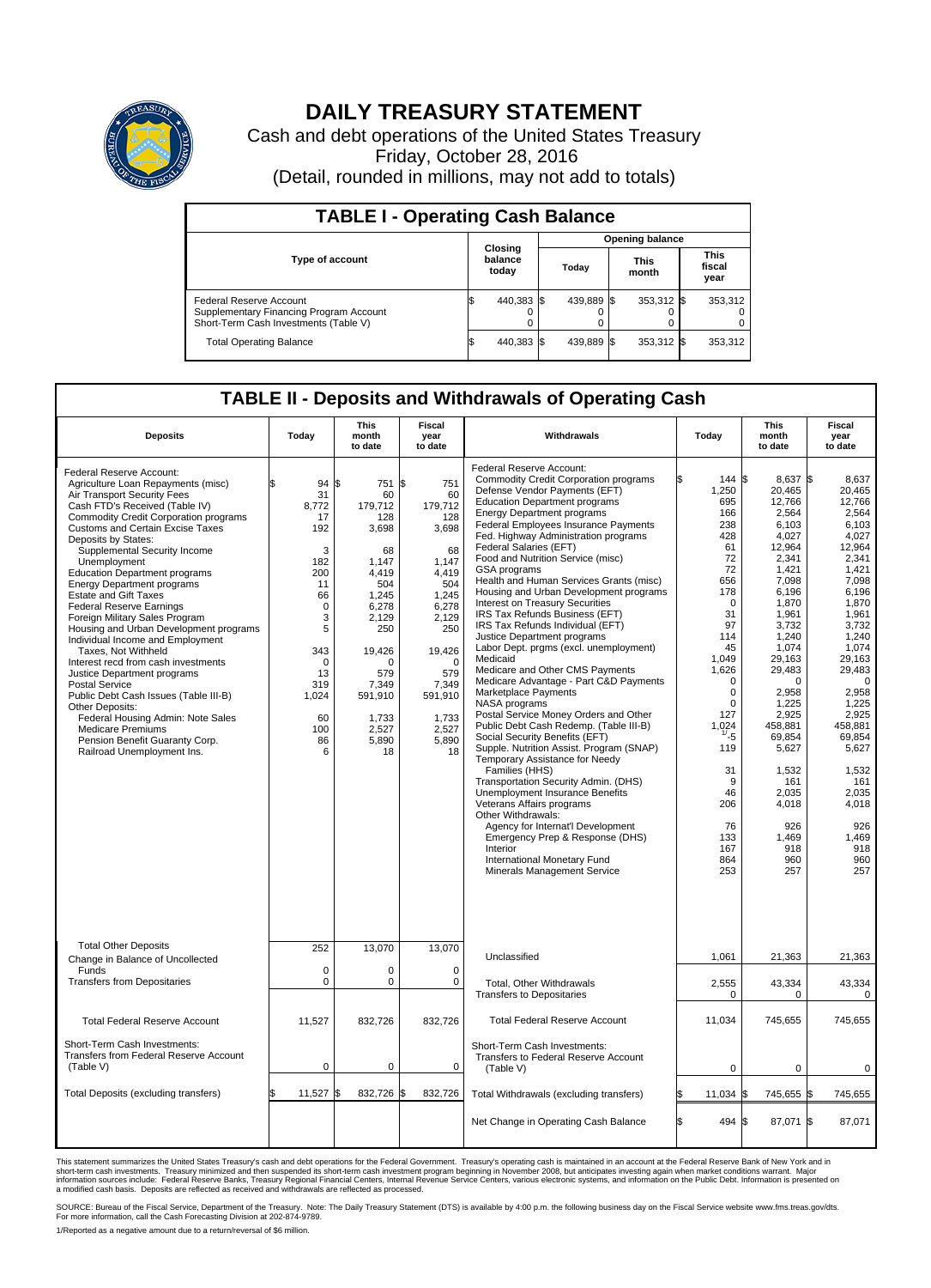# DAILY TREASURY STATEMENT

Cash and debt operations of the United States Treasury

Friday, October 28, 2016

(Detail, rounded in millions, may not add to totals)

## TABLE I - Operating Cash Balance

| Type of account | Closing balance today | Opening balance Today | Opening balance This month | Opening balance This fiscal year |
|---|---|---|---|---|
| Federal Reserve Account | $ 440,383 | $ 439,889 | $ 353,312 | $ 353,312 |
| Supplementary Financing Program Account | 0 | 0 | 0 | 0 |
| Short-Term Cash Investments (Table V) | 0 | 0 | 0 | 0 |
| Total Operating Balance | $ 440,383 | $ 439,889 | $ 353,312 | $ 353,312 |

## TABLE II - Deposits and Withdrawals of Operating Cash

| Deposits | Today | This month to date | Fiscal year to date |
|---|---|---|---|
| Federal Reserve Account: | | | |
| Agriculture Loan Repayments (misc) | $ 94 | $ 751 | $ 751 |
| Air Transport Security Fees | 31 | 60 | 60 |
| Cash FTD's Received (Table IV) | 8,772 | 179,712 | 179,712 |
| Commodity Credit Corporation programs | 17 | 128 | 128 |
| Customs and Certain Excise Taxes | 192 | 3,698 | 3,698 |
| Deposits by States: | | | |
| Supplemental Security Income | 3 | 68 | 68 |
| Unemployment | 182 | 1,147 | 1,147 |
| Education Department programs | 200 | 4,419 | 4,419 |
| Energy Department programs | 11 | 504 | 504 |
| Estate and Gift Taxes | 66 | 1,245 | 1,245 |
| Federal Reserve Earnings | 0 | 6,278 | 6,278 |
| Foreign Military Sales Program | 3 | 2,129 | 2,129 |
| Housing and Urban Development programs | 5 | 250 | 250 |
| Individual Income and Employment Taxes, Not Withheld | 343 | 19,426 | 19,426 |
| Interest recd from cash investments | 0 | 0 | 0 |
| Justice Department programs | 13 | 579 | 579 |
| Postal Service | 319 | 7,349 | 7,349 |
| Public Debt Cash Issues (Table III-B) | 1,024 | 591,910 | 591,910 |
| Other Deposits: | | | |
| Federal Housing Admin: Note Sales | 60 | 1,733 | 1,733 |
| Medicare Premiums | 100 | 2,527 | 2,527 |
| Pension Benefit Guaranty Corp. | 86 | 5,890 | 5,890 |
| Railroad Unemployment Ins. | 6 | 18 | 18 |
| Total Other Deposits | 252 | 13,070 | 13,070 |
| Change in Balance of Uncollected Funds | 0 | 0 | 0 |
| Transfers from Depositaries | 0 | 0 | 0 |
| Total Federal Reserve Account | 11,527 | 832,726 | 832,726 |
| Short-Term Cash Investments: Transfers from Federal Reserve Account (Table V) | 0 | 0 | 0 |
| Total Deposits (excluding transfers) | $ 11,527 | $ 832,726 | $ 832,726 |

| Withdrawals | Today | This month to date | Fiscal year to date |
|---|---|---|---|
| Federal Reserve Account: | | | |
| Commodity Credit Corporation programs | $ 144 | $ 8,637 | $ 8,637 |
| Defense Vendor Payments (EFT) | 1,250 | 20,465 | 20,465 |
| Education Department programs | 695 | 12,766 | 12,766 |
| Energy Department programs | 166 | 2,564 | 2,564 |
| Federal Employees Insurance Payments | 238 | 6,103 | 6,103 |
| Fed. Highway Administration programs | 428 | 4,027 | 4,027 |
| Federal Salaries (EFT) | 61 | 12,964 | 12,964 |
| Food and Nutrition Service (misc) | 72 | 2,341 | 2,341 |
| GSA programs | 72 | 1,421 | 1,421 |
| Health and Human Services Grants (misc) | 656 | 7,098 | 7,098 |
| Housing and Urban Development programs | 178 | 6,196 | 6,196 |
| Interest on Treasury Securities | 0 | 1,870 | 1,870 |
| IRS Tax Refunds Business (EFT) | 31 | 1,961 | 1,961 |
| IRS Tax Refunds Individual (EFT) | 97 | 3,732 | 3,732 |
| Justice Department programs | 114 | 1,240 | 1,240 |
| Labor Dept. prgms (excl. unemployment) | 45 | 1,074 | 1,074 |
| Medicaid | 1,049 | 29,163 | 29,163 |
| Medicare and Other CMS Payments | 1,626 | 29,483 | 29,483 |
| Medicare Advantage - Part C&D Payments | 0 | 0 | 0 |
| Marketplace Payments | 0 | 2,958 | 2,958 |
| NASA programs | 0 | 1,225 | 1,225 |
| Postal Service Money Orders and Other | 127 | 2,925 | 2,925 |
| Public Debt Cash Redemp. (Table III-B) | 1,024 | 458,881 | 458,881 |
| Social Security Benefits (EFT) | 1/ -5 | 69,854 | 69,854 |
| Supple. Nutrition Assist. Program (SNAP) | 119 | 5,627 | 5,627 |
| Temporary Assistance for Needy Families (HHS) | 31 | 1,532 | 1,532 |
| Transportation Security Admin. (DHS) | 9 | 161 | 161 |
| Unemployment Insurance Benefits | 46 | 2,035 | 2,035 |
| Veterans Affairs programs | 206 | 4,018 | 4,018 |
| Other Withdrawals: | | | |
| Agency for Internat'l Development | 76 | 926 | 926 |
| Emergency Prep & Response (DHS) | 133 | 1,469 | 1,469 |
| Interior | 167 | 918 | 918 |
| International Monetary Fund | 864 | 960 | 960 |
| Minerals Management Service | 253 | 257 | 257 |
| Unclassified | 1,061 | 21,363 | 21,363 |
| Total, Other Withdrawals | 2,555 | 43,334 | 43,334 |
| Transfers to Depositaries | 0 | 0 | 0 |
| Total Federal Reserve Account | 11,034 | 745,655 | 745,655 |
| Short-Term Cash Investments: Transfers to Federal Reserve Account (Table V) | 0 | 0 | 0 |
| Total Withdrawals (excluding transfers) | $ 11,034 | $ 745,655 | $ 745,655 |
| Net Change in Operating Cash Balance | $ 494 | $ 87,071 | $ 87,071 |

This statement summarizes the United States Treasury's cash and debt operations for the Federal Government. Treasury's operating cash is maintained in an account at the Federal Reserve Bank of New York and in short-term cash investments. Treasury minimized and then suspended its short-term cash investment program beginning in November 2008, but anticipates investing again when market conditions warrant. Major information sources include: Federal Reserve Banks, Treasury Regional Financial Centers, Internal Revenue Service Centers, various electronic systems, and information on the Public Debt. Information is presented on a modified cash basis. Deposits are reflected as received and withdrawals are reflected as processed.

SOURCE: Bureau of the Fiscal Service, Department of the Treasury. Note: The Daily Treasury Statement (DTS) is available by 4:00 p.m. the following business day on the Fiscal Service website www.fms.treas.gov/dts. For more information, call the Cash Forecasting Division at 202-874-9789.

1/Reported as a negative amount due to a return/reversal of $6 million.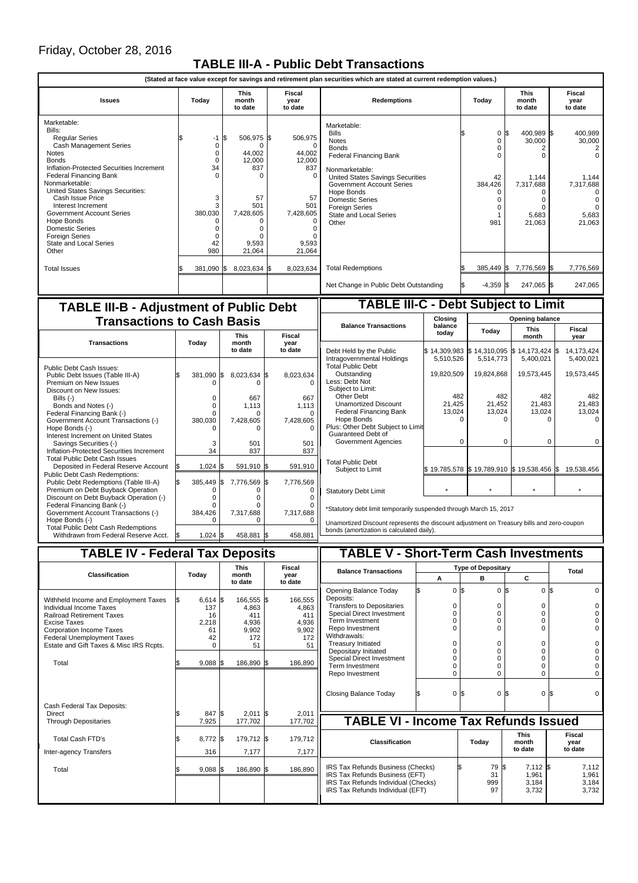Friday, October 28, 2016

# TABLE III-A - Public Debt Transactions

(Stated at face value except for savings and retirement plan securities which are stated at current redemption values.)

| Issues | Today | This month to date | Fiscal year to date |
|---|---|---|---|
| Marketable: | | | |
| Bills: | | | |
| Regular Series | $ -1 | $ 506,975 | $ 506,975 |
| Cash Management Series | 0 | 0 | 0 |
| Notes | 0 | 44,002 | 44,002 |
| Bonds | 0 | 12,000 | 12,000 |
| Inflation-Protected Securities Increment | 34 | 837 | 837 |
| Federal Financing Bank | 0 | 0 | 0 |
| Nonmarketable: | | | |
| United States Savings Securities: | | | |
| Cash Issue Price | 3 | 57 | 57 |
| Interest Increment | 3 | 501 | 501 |
| Government Account Series | 380,030 | 7,428,605 | 7,428,605 |
| Hope Bonds | 0 | 0 | 0 |
| Domestic Series | 0 | 0 | 0 |
| Foreign Series | 0 | 0 | 0 |
| State and Local Series | 42 | 9,593 | 9,593 |
| Other | 980 | 21,064 | 21,064 |
| Total Issues | $ 381,090 | $ 8,023,634 | $ 8,023,634 |

| Redemptions | Today | This month to date | Fiscal year to date |
|---|---|---|---|
| Marketable: | | | |
| Bills | $ 0 | $ 400,989 | $ 400,989 |
| Notes | 0 | 30,000 | 30,000 |
| Bonds | 0 | 2 | 2 |
| Federal Financing Bank | 0 | 0 | 0 |
| Nonmarketable: | | | |
| United States Savings Securities | 42 | 1,144 | 1,144 |
| Government Account Series | 384,426 | 7,317,688 | 7,317,688 |
| Hope Bonds | 0 | 0 | 0 |
| Domestic Series | 0 | 0 | 0 |
| Foreign Series | 0 | 0 | 0 |
| State and Local Series | 1 | 5,683 | 5,683 |
| Other | 981 | 21,063 | 21,063 |
| Total Redemptions | $ 385,449 | $ 7,776,569 | $ 7,776,569 |
| Net Change in Public Debt Outstanding | $ -4,359 | $ 247,065 | $ 247,065 |

# TABLE III-B - Adjustment of Public Debt Transactions to Cash Basis

| Transactions | Today | This month to date | Fiscal year to date |
|---|---|---|---|
| Public Debt Cash Issues: | | | |
| Public Debt Issues (Table III-A) | $ 381,090 | $ 8,023,634 | $ 8,023,634 |
| Premium on New Issues | 0 | 0 | 0 |
| Discount on New Issues: | | | |
| Bills (-) | 0 | 667 | 667 |
| Bonds and Notes (-) | 0 | 1,113 | 1,113 |
| Federal Financing Bank (-) | 0 | 0 | 0 |
| Government Account Transactions (-) | 380,030 | 7,428,605 | 7,428,605 |
| Hope Bonds (-) | 0 | 0 | 0 |
| Interest Increment on United States Savings Securities (-) | 3 | 501 | 501 |
| Inflation-Protected Securities Increment | 34 | 837 | 837 |
| Total Public Debt Cash Issues Deposited in Federal Reserve Account | $ 1,024 | $ 591,910 | $ 591,910 |
| Public Debt Cash Redemptions: | | | |
| Public Debt Redemptions (Table III-A) | $ 385,449 | $ 7,776,569 | $ 7,776,569 |
| Premium on Debt Buyback Operation | 0 | 0 | 0 |
| Discount on Debt Buyback Operation (-) | 0 | 0 | 0 |
| Federal Financing Bank (-) | 0 | 0 | 0 |
| Government Account Transactions (-) | 384,426 | 7,317,688 | 7,317,688 |
| Hope Bonds (-) | 0 | 0 | 0 |
| Total Public Debt Cash Redemptions Withdrawn from Federal Reserve Acct. | $ 1,024 | $ 458,881 | $ 458,881 |

# TABLE III-C - Debt Subject to Limit

| Balance Transactions | Closing balance today | Opening balance Today | Opening balance This month | Opening balance Fiscal year |
|---|---|---|---|---|
| Debt Held by the Public | $ 14,309,983 | $ 14,310,095 | $ 14,173,424 | $ 14,173,424 |
| Intragovernmental Holdings | 5,510,526 | 5,514,773 | 5,400,021 | 5,400,021 |
| Total Public Debt Outstanding | 19,820,509 | 19,824,868 | 19,573,445 | 19,573,445 |
| Less: Debt Not Subject to Limit: | | | | |
| Other Debt | 482 | 482 | 482 | 482 |
| Unamortized Discount | 21,425 | 21,452 | 21,483 | 21,483 |
| Federal Financing Bank | 13,024 | 13,024 | 13,024 | 13,024 |
| Hope Bonds | 0 | 0 | 0 | 0 |
| Plus: Other Debt Subject to Limit | | | | |
| Guaranteed Debt of Government Agencies | 0 | 0 | 0 | 0 |
| Total Public Debt Subject to Limit | $ 19,785,578 | $ 19,789,910 | $ 19,538,456 | $ 19,538,456 |
| Statutory Debt Limit | * | * | * | * |

*Statutory debt limit temporarily suspended through March 15, 2017

Unamortized Discount represents the discount adjustment on Treasury bills and zero-coupon bonds (amortization is calculated daily).

# TABLE IV - Federal Tax Deposits

| Classification | Today | This month to date | Fiscal year to date |
|---|---|---|---|
| Withheld Income and Employment Taxes | $ 6,614 | $ 166,555 | $ 166,555 |
| Individual Income Taxes | 137 | 4,863 | 4,863 |
| Railroad Retirement Taxes | 16 | 411 | 411 |
| Excise Taxes | 2,218 | 4,936 | 4,936 |
| Corporation Income Taxes | 61 | 9,902 | 9,902 |
| Federal Unemployment Taxes | 42 | 172 | 172 |
| Estate and Gift Taxes & Misc IRS Rcpts. | 0 | 51 | 51 |
| Total | $ 9,088 | $ 186,890 | $ 186,890 |
| Cash Federal Tax Deposits: | | | |
| Direct | $ 847 | $ 2,011 | $ 2,011 |
| Through Depositaries | 7,925 | 177,702 | 177,702 |
| Total Cash FTD's | $ 8,772 | $ 179,712 | $ 179,712 |
| Inter-agency Transfers | 316 | 7,177 | 7,177 |
| Total | $ 9,088 | $ 186,890 | $ 186,890 |

# TABLE V - Short-Term Cash Investments

| Balance Transactions | Type of Depositary A | Type of Depositary B | Type of Depositary C | Total |
|---|---|---|---|---|
| Opening Balance Today | $ 0 | $ 0 | $ 0 | $ 0 |
| Deposits: | | | | |
| Transfers to Depositaries | 0 | 0 | 0 | 0 |
| Special Direct Investment | 0 | 0 | 0 | 0 |
| Term Investment | 0 | 0 | 0 | 0 |
| Repo Investment | 0 | 0 | 0 | 0 |
| Withdrawals: | | | | |
| Treasury Initiated | 0 | 0 | 0 | 0 |
| Depositary Initiated | 0 | 0 | 0 | 0 |
| Special Direct Investment | 0 | 0 | 0 | 0 |
| Term Investment | 0 | 0 | 0 | 0 |
| Repo Investment | 0 | 0 | 0 | 0 |
| Closing Balance Today | $ 0 | $ 0 | $ 0 | $ 0 |

# TABLE VI - Income Tax Refunds Issued

| Classification | Today | This month to date | Fiscal year to date |
|---|---|---|---|
| IRS Tax Refunds Business (Checks) | $ 79 | $ 7,112 | $ 7,112 |
| IRS Tax Refunds Business (EFT) | 31 | 1,961 | 1,961 |
| IRS Tax Refunds Individual (Checks) | 999 | 3,184 | 3,184 |
| IRS Tax Refunds Individual (EFT) | 97 | 3,732 | 3,732 |